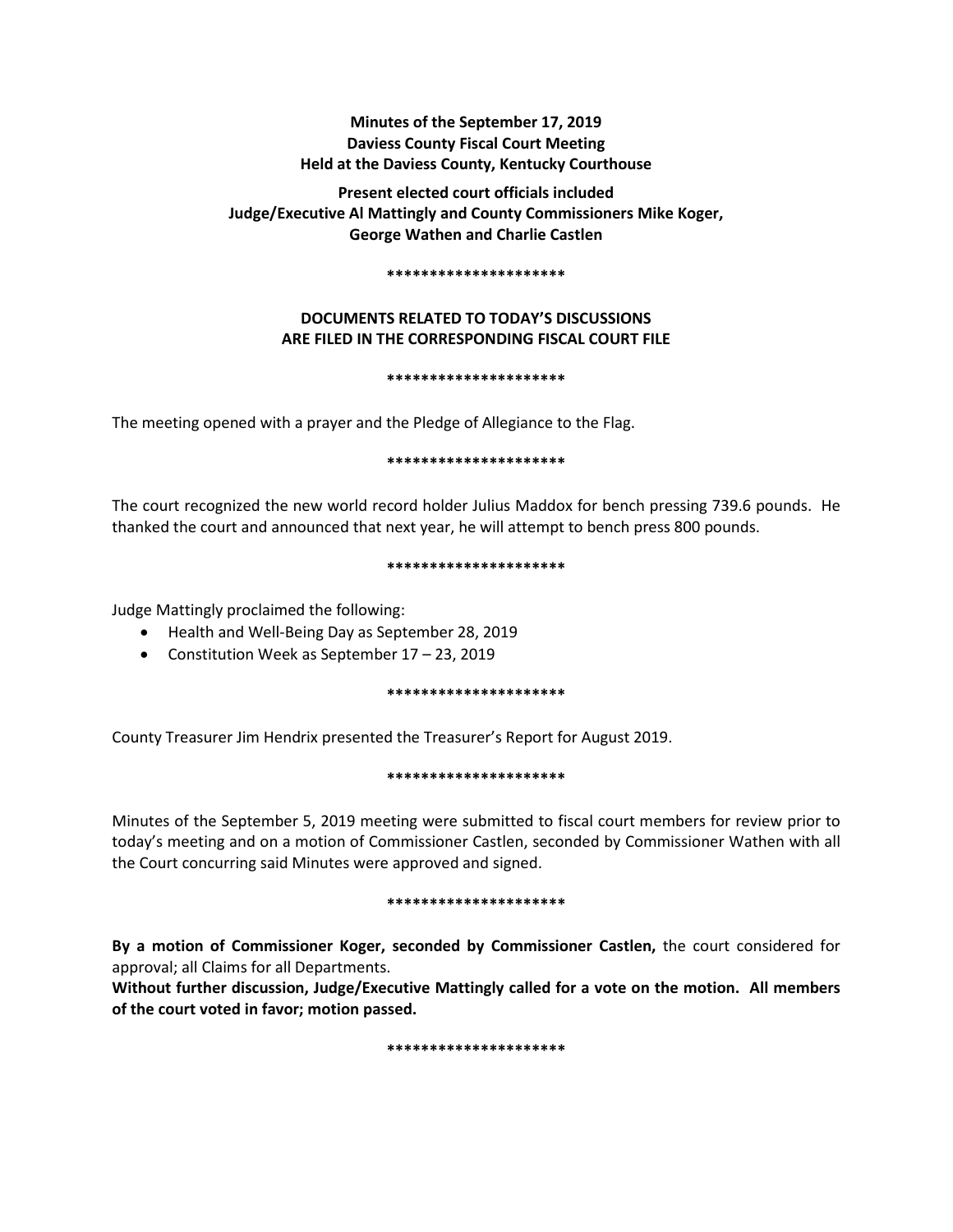**Minutes of the September 17, 2019**
**Daviess County Fiscal Court Meeting**
**Held at the Daviess County, Kentucky Courthouse**

**Present elected court officials included**
**Judge/Executive Al Mattingly and County Commissioners Mike Koger,**
**George Wathen and Charlie Castlen**

**********************

**DOCUMENTS RELATED TO TODAY'S DISCUSSIONS**
**ARE FILED IN THE CORRESPONDING FISCAL COURT FILE**

**********************

The meeting opened with a prayer and the Pledge of Allegiance to the Flag.

**********************

The court recognized the new world record holder Julius Maddox for bench pressing 739.6 pounds. He thanked the court and announced that next year, he will attempt to bench press 800 pounds.

**********************

Judge Mattingly proclaimed the following:

- Health and Well-Being Day as September 28, 2019
- Constitution Week as September 17 – 23, 2019

**********************

County Treasurer Jim Hendrix presented the Treasurer's Report for August 2019.

**********************

Minutes of the September 5, 2019 meeting were submitted to fiscal court members for review prior to today's meeting and on a motion of Commissioner Castlen, seconded by Commissioner Wathen with all the Court concurring said Minutes were approved and signed.

**********************

**By a motion of Commissioner Koger, seconded by Commissioner Castlen,** the court considered for approval; all Claims for all Departments.
**Without further discussion, Judge/Executive Mattingly called for a vote on the motion. All members of the court voted in favor; motion passed.**

**********************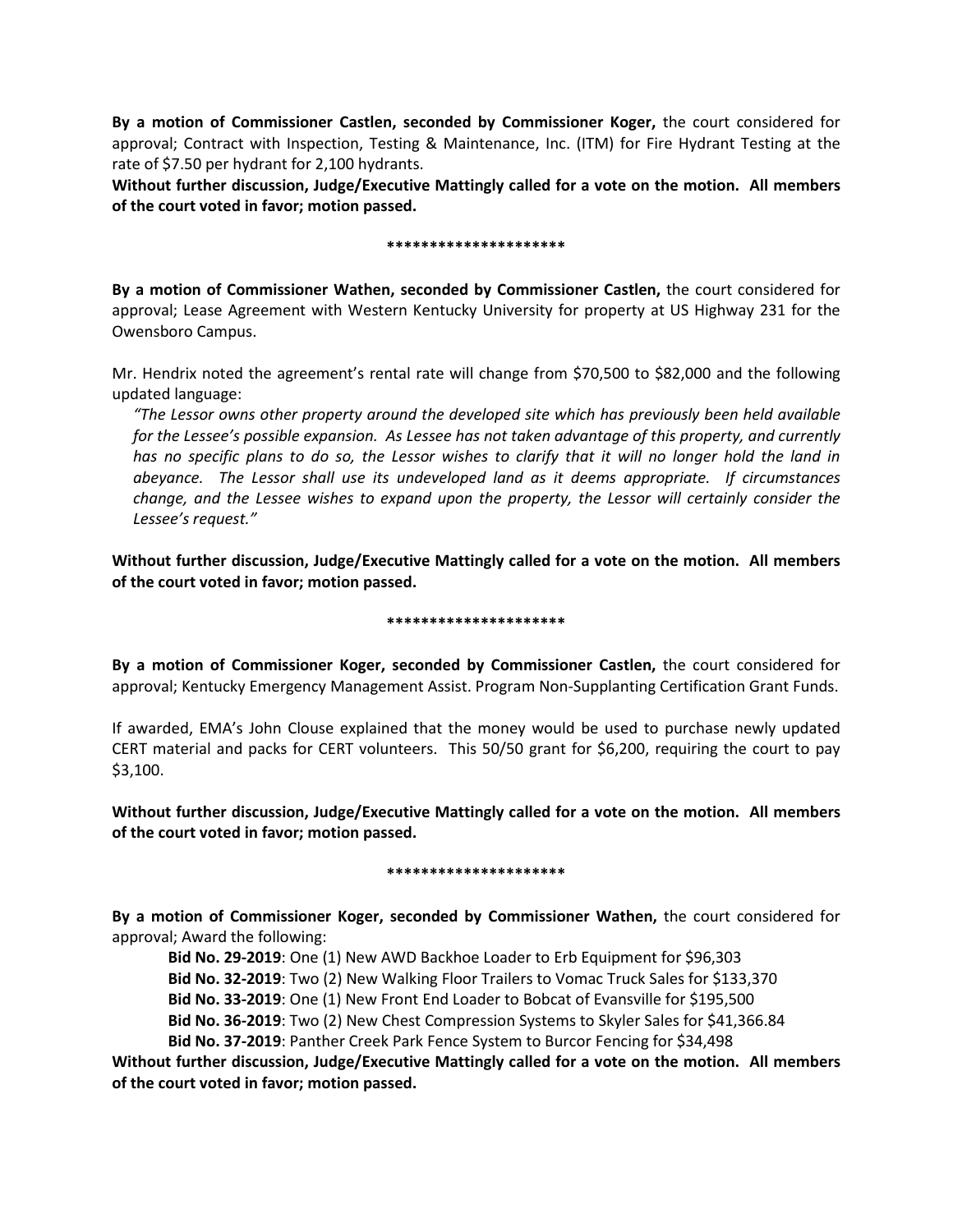**By a motion of Commissioner Castlen, seconded by Commissioner Koger,** the court considered for approval; Contract with Inspection, Testing & Maintenance, Inc. (ITM) for Fire Hydrant Testing at the rate of $7.50 per hydrant for 2,100 hydrants.

**Without further discussion, Judge/Executive Mattingly called for a vote on the motion. All members of the court voted in favor; motion passed.**

**********************

**By a motion of Commissioner Wathen, seconded by Commissioner Castlen,** the court considered for approval; Lease Agreement with Western Kentucky University for property at US Highway 231 for the Owensboro Campus.

Mr. Hendrix noted the agreement's rental rate will change from $70,500 to $82,000 and the following updated language:

> *"The Lessor owns other property around the developed site which has previously been held available for the Lessee's possible expansion. As Lessee has not taken advantage of this property, and currently has no specific plans to do so, the Lessor wishes to clarify that it will no longer hold the land in abeyance. The Lessor shall use its undeveloped land as it deems appropriate. If circumstances change, and the Lessee wishes to expand upon the property, the Lessor will certainly consider the Lessee's request."*

**Without further discussion, Judge/Executive Mattingly called for a vote on the motion. All members of the court voted in favor; motion passed.**

**********************

**By a motion of Commissioner Koger, seconded by Commissioner Castlen,** the court considered for approval; Kentucky Emergency Management Assist. Program Non-Supplanting Certification Grant Funds.

If awarded, EMA's John Clouse explained that the money would be used to purchase newly updated CERT material and packs for CERT volunteers. This 50/50 grant for $6,200, requiring the court to pay $3,100.

**Without further discussion, Judge/Executive Mattingly called for a vote on the motion. All members of the court voted in favor; motion passed.**

**********************

**By a motion of Commissioner Koger, seconded by Commissioner Wathen,** the court considered for approval; Award the following:

- **Bid No. 29-2019**: One (1) New AWD Backhoe Loader to Erb Equipment for $96,303
- **Bid No. 32-2019**: Two (2) New Walking Floor Trailers to Vomac Truck Sales for $133,370
- **Bid No. 33-2019**: One (1) New Front End Loader to Bobcat of Evansville for $195,500
- **Bid No. 36-2019**: Two (2) New Chest Compression Systems to Skyler Sales for $41,366.84
- **Bid No. 37-2019**: Panther Creek Park Fence System to Burcor Fencing for $34,498

**Without further discussion, Judge/Executive Mattingly called for a vote on the motion. All members of the court voted in favor; motion passed.**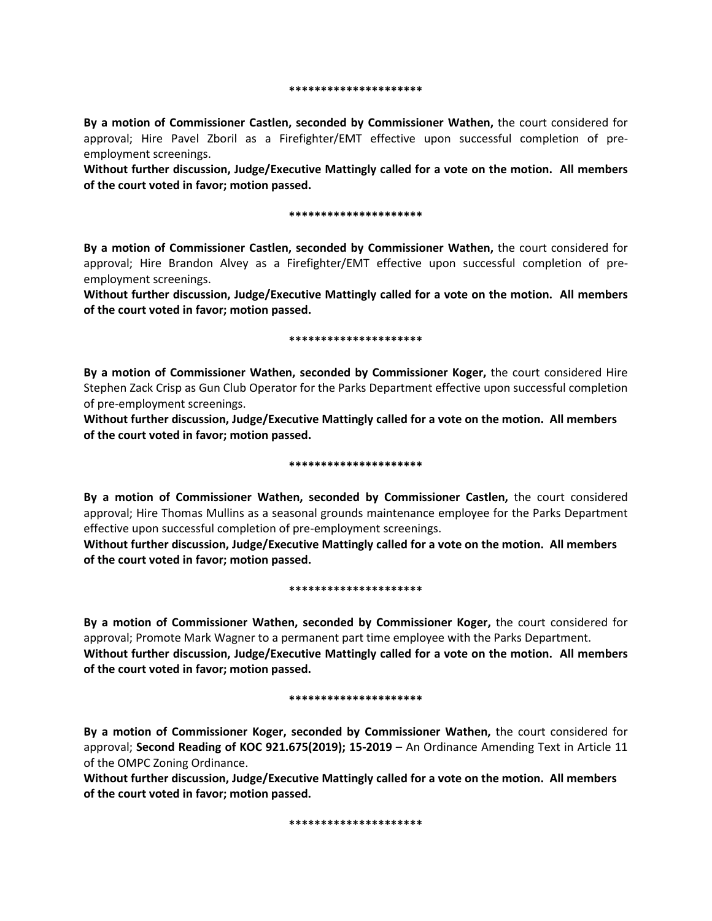*********************

**By a motion of Commissioner Castlen, seconded by Commissioner Wathen,** the court considered for approval; Hire Pavel Zboril as a Firefighter/EMT effective upon successful completion of pre-employment screenings.

**Without further discussion, Judge/Executive Mattingly called for a vote on the motion. All members of the court voted in favor; motion passed.**

*********************

**By a motion of Commissioner Castlen, seconded by Commissioner Wathen,** the court considered for approval; Hire Brandon Alvey as a Firefighter/EMT effective upon successful completion of pre-employment screenings.

**Without further discussion, Judge/Executive Mattingly called for a vote on the motion. All members of the court voted in favor; motion passed.**

*********************

**By a motion of Commissioner Wathen, seconded by Commissioner Koger,** the court considered Hire Stephen Zack Crisp as Gun Club Operator for the Parks Department effective upon successful completion of pre-employment screenings.

**Without further discussion, Judge/Executive Mattingly called for a vote on the motion. All members of the court voted in favor; motion passed.**

*********************

**By a motion of Commissioner Wathen, seconded by Commissioner Castlen,** the court considered approval; Hire Thomas Mullins as a seasonal grounds maintenance employee for the Parks Department effective upon successful completion of pre-employment screenings.

**Without further discussion, Judge/Executive Mattingly called for a vote on the motion. All members of the court voted in favor; motion passed.**

*********************

**By a motion of Commissioner Wathen, seconded by Commissioner Koger,** the court considered for approval; Promote Mark Wagner to a permanent part time employee with the Parks Department.

**Without further discussion, Judge/Executive Mattingly called for a vote on the motion. All members of the court voted in favor; motion passed.**

*********************

**By a motion of Commissioner Koger, seconded by Commissioner Wathen,** the court considered for approval; **Second Reading of KOC 921.675(2019); 15-2019** – An Ordinance Amending Text in Article 11 of the OMPC Zoning Ordinance.

**Without further discussion, Judge/Executive Mattingly called for a vote on the motion. All members of the court voted in favor; motion passed.**

*********************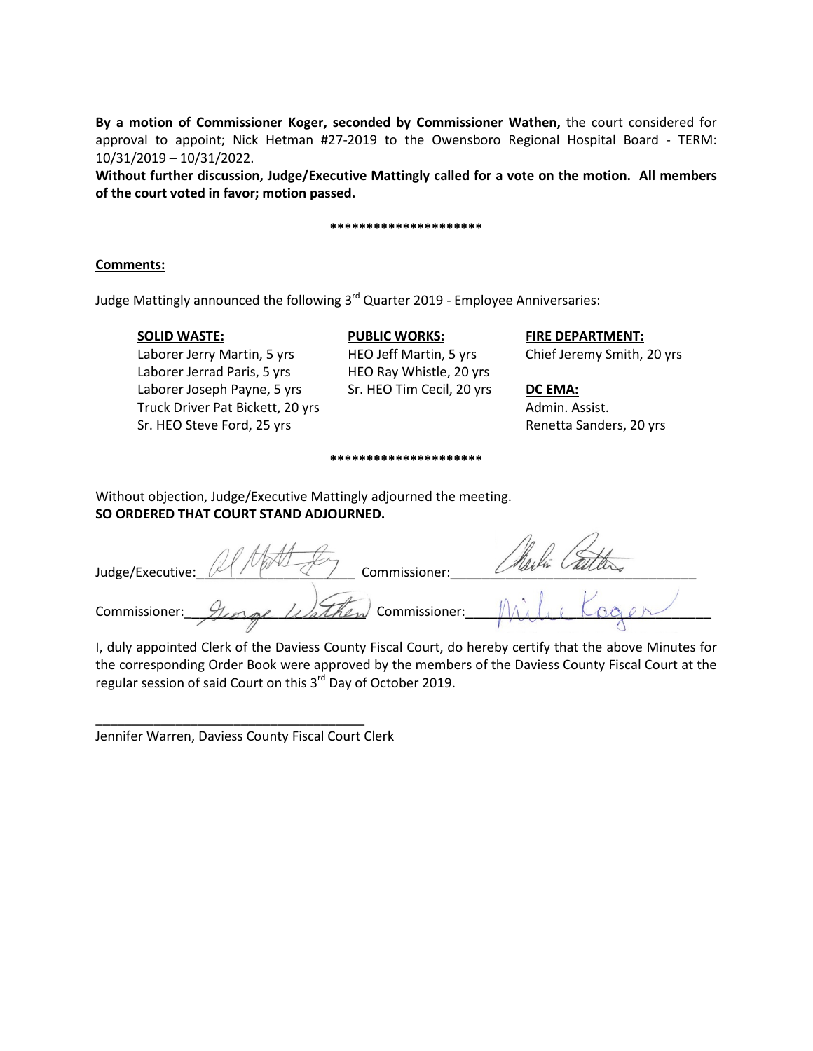**By a motion of Commissioner Koger, seconded by Commissioner Wathen,** the court considered for approval to appoint; Nick Hetman #27-2019 to the Owensboro Regional Hospital Board - TERM: 10/31/2019 – 10/31/2022.

**Without further discussion, Judge/Executive Mattingly called for a vote on the motion. All members of the court voted in favor; motion passed.**

********************

**Comments:**

Judge Mattingly announced the following 3rd Quarter 2019 - Employee Anniversaries:

**SOLID WASTE:**
Laborer Jerry Martin, 5 yrs
Laborer Jerrad Paris, 5 yrs
Laborer Joseph Payne, 5 yrs
Truck Driver Pat Bickett, 20 yrs
Sr. HEO Steve Ford, 25 yrs

**PUBLIC WORKS:**
HEO Jeff Martin, 5 yrs
HEO Ray Whistle, 20 yrs
Sr. HEO Tim Cecil, 20 yrs

**FIRE DEPARTMENT:**
Chief Jeremy Smith, 20 yrs

**DC EMA:**
Admin. Assist.
Renetta Sanders, 20 yrs

********************

Without objection, Judge/Executive Mattingly adjourned the meeting.
**SO ORDERED THAT COURT STAND ADJOURNED.**

Judge/Executive:\_\_\_\_\_\_\_\_\_\_\_\_\_\_\_\_\_\_\_\_ Commissioner:\_\_\_\_\_\_\_\_\_\_\_\_\_\_\_\_\_\_\_\_

Commissioner:\_\_\_\_\_\_\_\_\_\_\_\_\_\_\_\_\_\_\_\_ Commissioner:\_\_\_\_\_\_\_\_\_\_\_\_\_\_\_\_\_\_\_\_

I, duly appointed Clerk of the Daviess County Fiscal Court, do hereby certify that the above Minutes for the corresponding Order Book were approved by the members of the Daviess County Fiscal Court at the regular session of said Court on this 3rd Day of October 2019.

\_\_\_\_\_\_\_\_\_\_\_\_\_\_\_\_\_\_\_\_\_\_\_\_\_\_\_\_\_\_\_\_\_\_\_\_
Jennifer Warren, Daviess County Fiscal Court Clerk